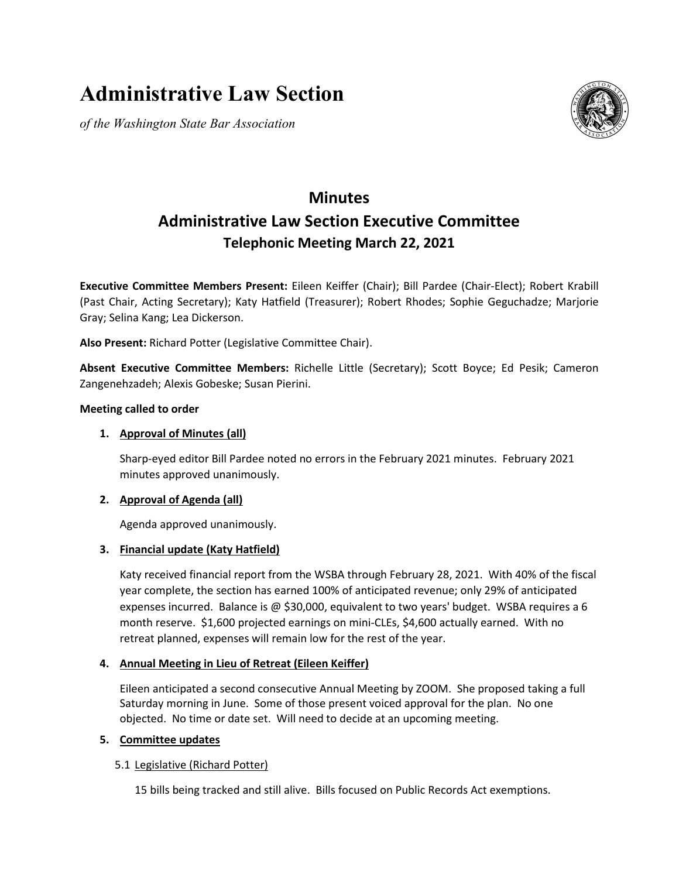# Administrative Law Section

*of the Washington State Bar Association*

## Minutes
## Administrative Law Section Executive Committee
### Telephonic Meeting March 22, 2021

**Executive Committee Members Present:** Eileen Keiffer (Chair); Bill Pardee (Chair-Elect); Robert Krabill (Past Chair, Acting Secretary); Katy Hatfield (Treasurer); Robert Rhodes; Sophie Geguchadze; Marjorie Gray; Selina Kang; Lea Dickerson.

**Also Present:** Richard Potter (Legislative Committee Chair).

**Absent Executive Committee Members:** Richelle Little (Secretary); Scott Boyce; Ed Pesik; Cameron Zangenehzadeh; Alexis Gobeske; Susan Pierini.

**Meeting called to order**

1. **Approval of Minutes (all)**

   Sharp-eyed editor Bill Pardee noted no errors in the February 2021 minutes. February 2021 minutes approved unanimously.

2. **Approval of Agenda (all)**

   Agenda approved unanimously.

3. **Financial update (Katy Hatfield)**

   Katy received financial report from the WSBA through February 28, 2021. With 40% of the fiscal year complete, the section has earned 100% of anticipated revenue; only 29% of anticipated expenses incurred. Balance is @ $30,000, equivalent to two years' budget. WSBA requires a 6 month reserve. $1,600 projected earnings on mini-CLEs, $4,600 actually earned. With no retreat planned, expenses will remain low for the rest of the year.

4. **Annual Meeting in Lieu of Retreat (Eileen Keiffer)**

   Eileen anticipated a second consecutive Annual Meeting by ZOOM. She proposed taking a full Saturday morning in June. Some of those present voiced approval for the plan. No one objected. No time or date set. Will need to decide at an upcoming meeting.

5. **Committee updates**

   5.1 Legislative (Richard Potter)

   15 bills being tracked and still alive. Bills focused on Public Records Act exemptions.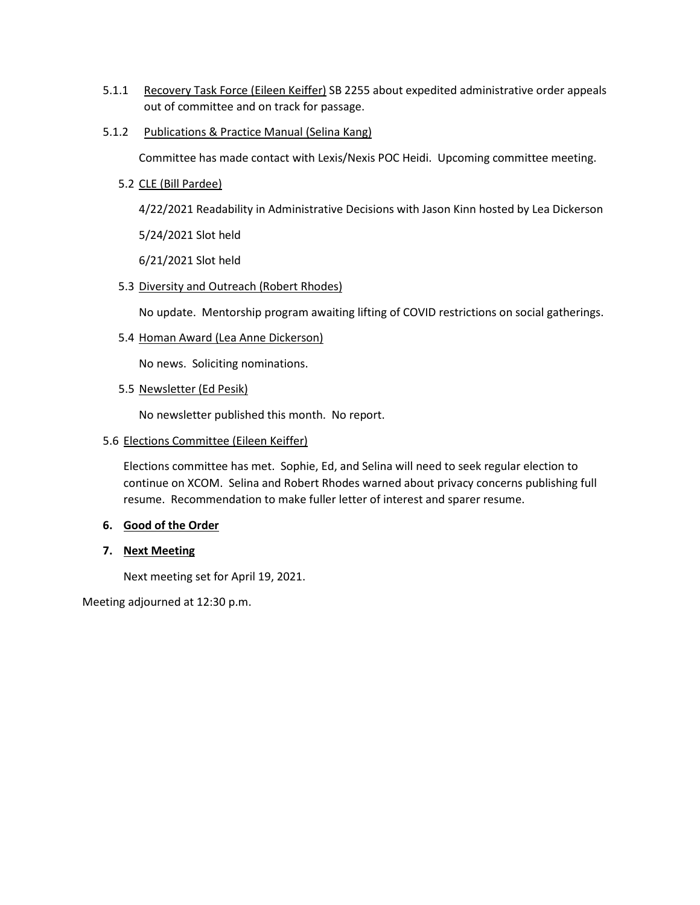5.1.1 Recovery Task Force (Eileen Keiffer) SB 2255 about expedited administrative order appeals out of committee and on track for passage.

5.1.2 Publications & Practice Manual (Selina Kang)

Committee has made contact with Lexis/Nexis POC Heidi. Upcoming committee meeting.

5.2 CLE (Bill Pardee)

4/22/2021 Readability in Administrative Decisions with Jason Kinn hosted by Lea Dickerson

5/24/2021 Slot held

6/21/2021 Slot held

5.3 Diversity and Outreach (Robert Rhodes)

No update. Mentorship program awaiting lifting of COVID restrictions on social gatherings.

5.4 Homan Award (Lea Anne Dickerson)

No news. Soliciting nominations.

5.5 Newsletter (Ed Pesik)

No newsletter published this month. No report.

5.6 Elections Committee (Eileen Keiffer)

Elections committee has met. Sophie, Ed, and Selina will need to seek regular election to continue on XCOM. Selina and Robert Rhodes warned about privacy concerns publishing full resume. Recommendation to make fuller letter of interest and sparer resume.

**6. Good of the Order**

**7. Next Meeting**

Next meeting set for April 19, 2021.

Meeting adjourned at 12:30 p.m.